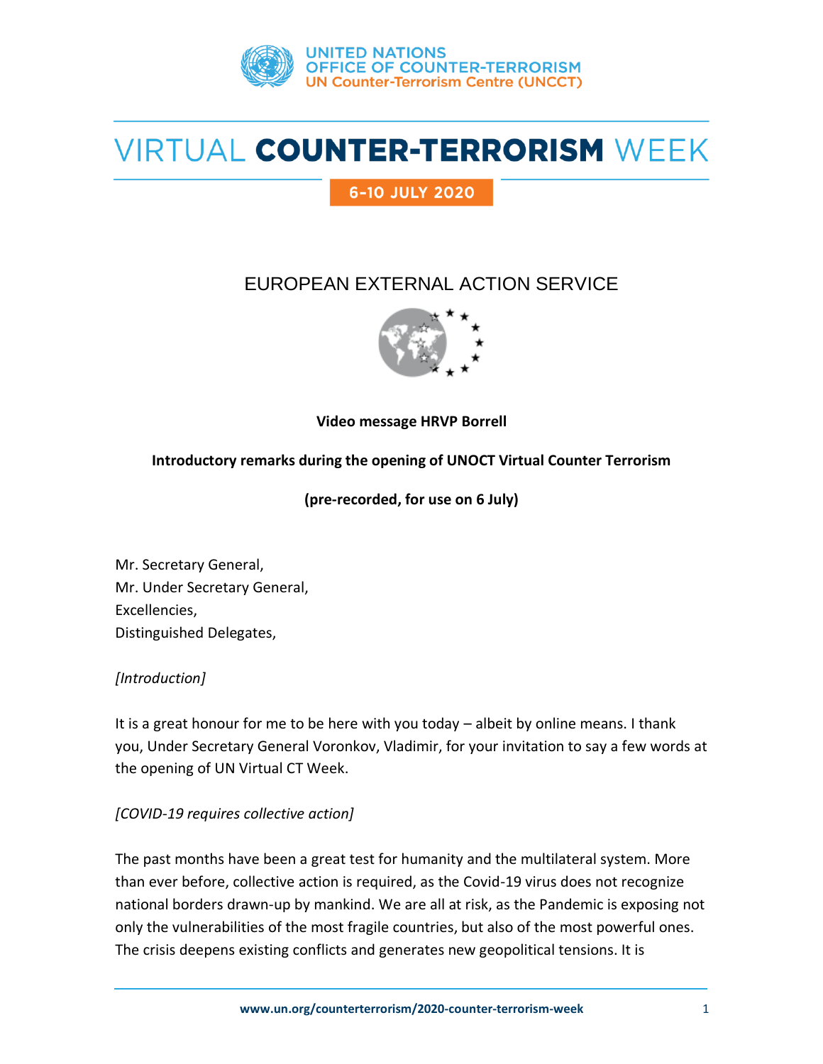UNITED NATIONS
OFFICE OF COUNTER-TERRORISM
UN Counter-Terrorism Centre (UNCCT)

# VIRTUAL COUNTER-TERRORISM WEEK

6-10 JULY 2020

## EUROPEAN EXTERNAL ACTION SERVICE

**Video message HRVP Borrell**

**Introductory remarks during the opening of UNOCT Virtual Counter Terrorism**

**(pre-recorded, for use on 6 July)**

Mr. Secretary General,
Mr. Under Secretary General,
Excellencies,
Distinguished Delegates,

*[Introduction]*

It is a great honour for me to be here with you today – albeit by online means. I thank you, Under Secretary General Voronkov, Vladimir, for your invitation to say a few words at the opening of UN Virtual CT Week.

*[COVID-19 requires collective action]*

The past months have been a great test for humanity and the multilateral system. More than ever before, collective action is required, as the Covid-19 virus does not recognize national borders drawn-up by mankind. We are all at risk, as the Pandemic is exposing not only the vulnerabilities of the most fragile countries, but also of the most powerful ones. The crisis deepens existing conflicts and generates new geopolitical tensions. It is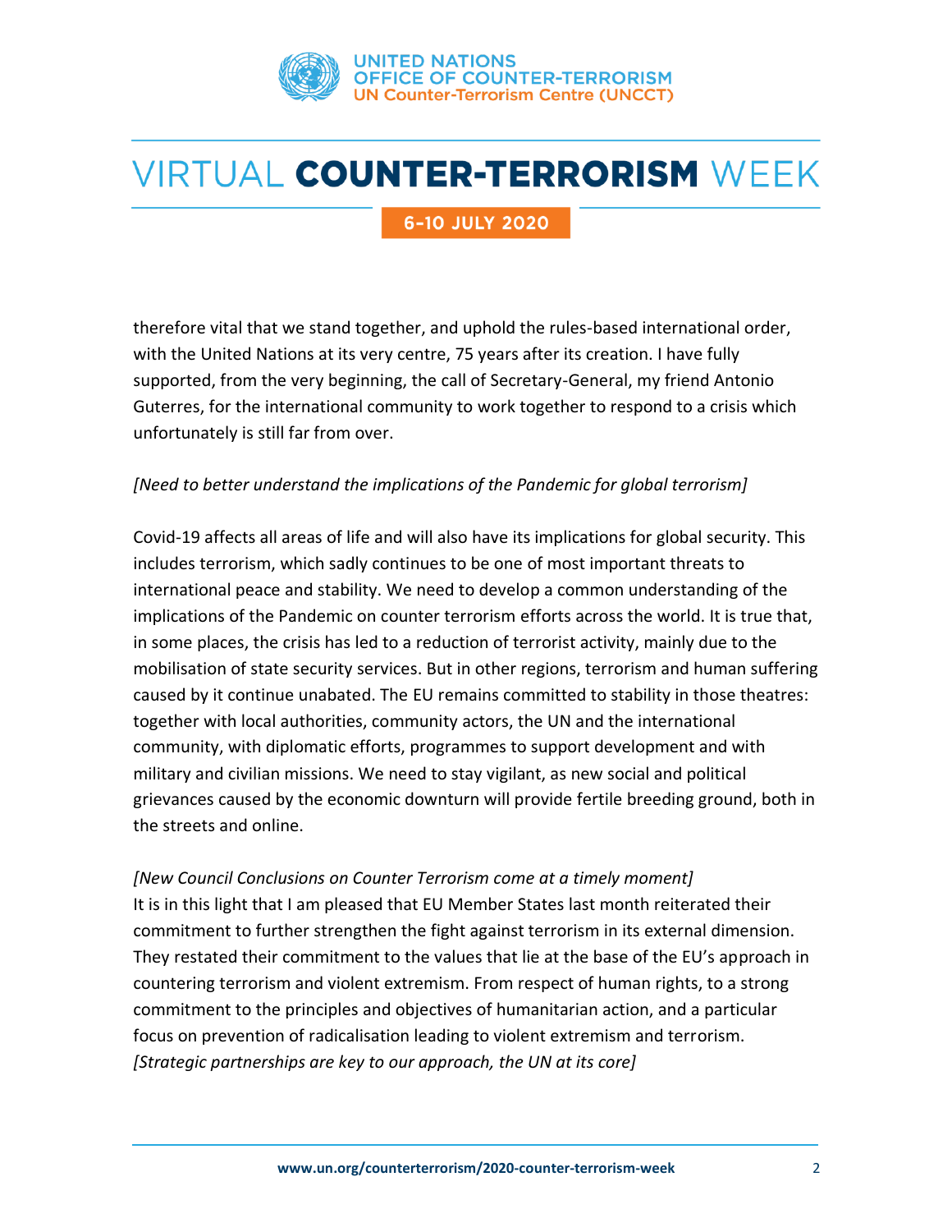therefore vital that we stand together, and uphold the rules-based international order, with the United Nations at its very centre, 75 years after its creation. I have fully supported, from the very beginning, the call of Secretary-General, my friend Antonio Guterres, for the international community to work together to respond to a crisis which unfortunately is still far from over.

*[Need to better understand the implications of the Pandemic for global terrorism]*

Covid-19 affects all areas of life and will also have its implications for global security. This includes terrorism, which sadly continues to be one of most important threats to international peace and stability. We need to develop a common understanding of the implications of the Pandemic on counter terrorism efforts across the world. It is true that, in some places, the crisis has led to a reduction of terrorist activity, mainly due to the mobilisation of state security services. But in other regions, terrorism and human suffering caused by it continue unabated. The EU remains committed to stability in those theatres: together with local authorities, community actors, the UN and the international community, with diplomatic efforts, programmes to support development and with military and civilian missions. We need to stay vigilant, as new social and political grievances caused by the economic downturn will provide fertile breeding ground, both in the streets and online.

*[New Council Conclusions on Counter Terrorism come at a timely moment]*

It is in this light that I am pleased that EU Member States last month reiterated their commitment to further strengthen the fight against terrorism in its external dimension. They restated their commitment to the values that lie at the base of the EU's approach in countering terrorism and violent extremism. From respect of human rights, to a strong commitment to the principles and objectives of humanitarian action, and a particular focus on prevention of radicalisation leading to violent extremism and terrorism.

*[Strategic partnerships are key to our approach, the UN at its core]*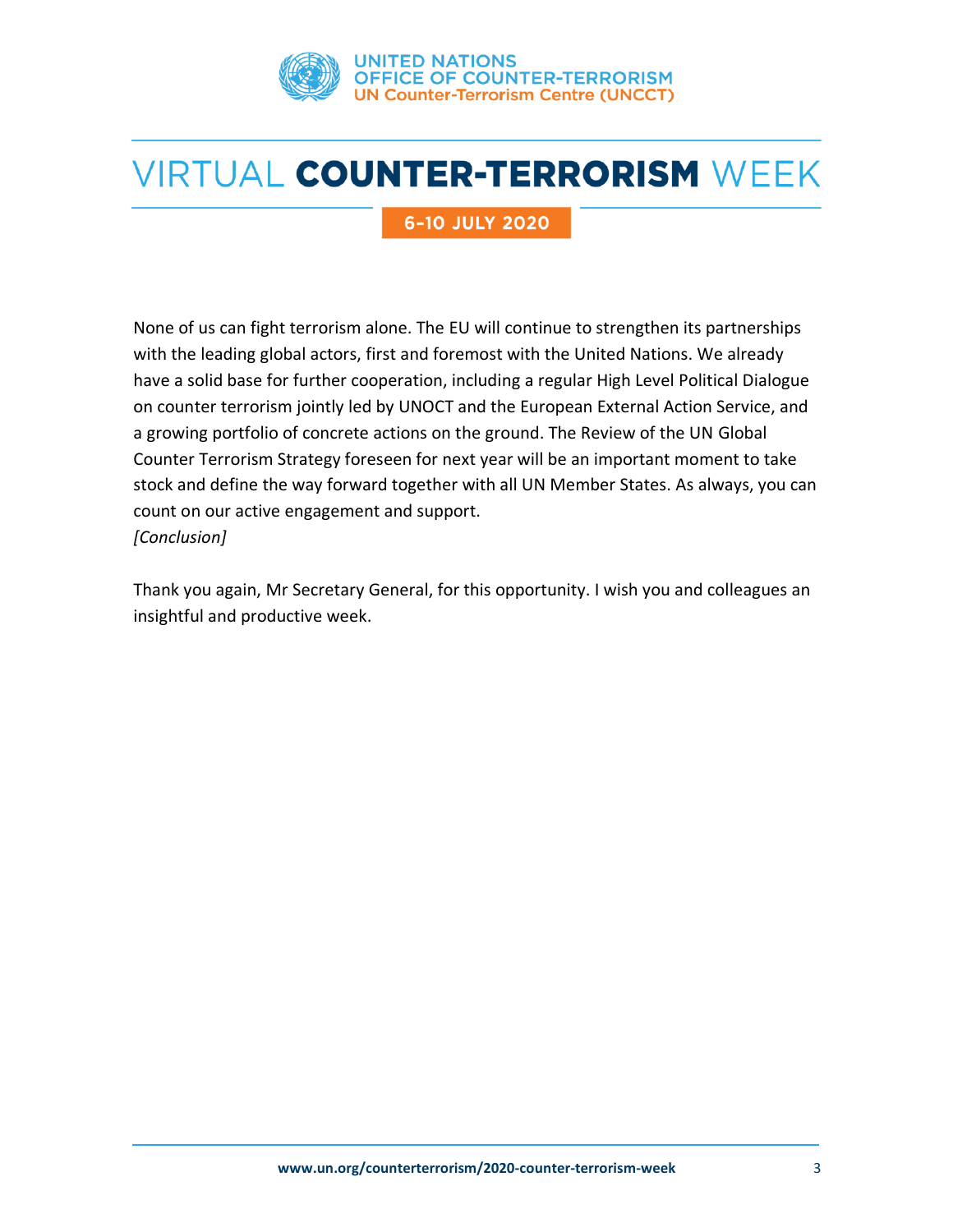None of us can fight terrorism alone. The EU will continue to strengthen its partnerships with the leading global actors, first and foremost with the United Nations. We already have a solid base for further cooperation, including a regular High Level Political Dialogue on counter terrorism jointly led by UNOCT and the European External Action Service, and a growing portfolio of concrete actions on the ground. The Review of the UN Global Counter Terrorism Strategy foreseen for next year will be an important moment to take stock and define the way forward together with all UN Member States. As always, you can count on our active engagement and support.
*[Conclusion]*

Thank you again, Mr Secretary General, for this opportunity. I wish you and colleagues an insightful and productive week.